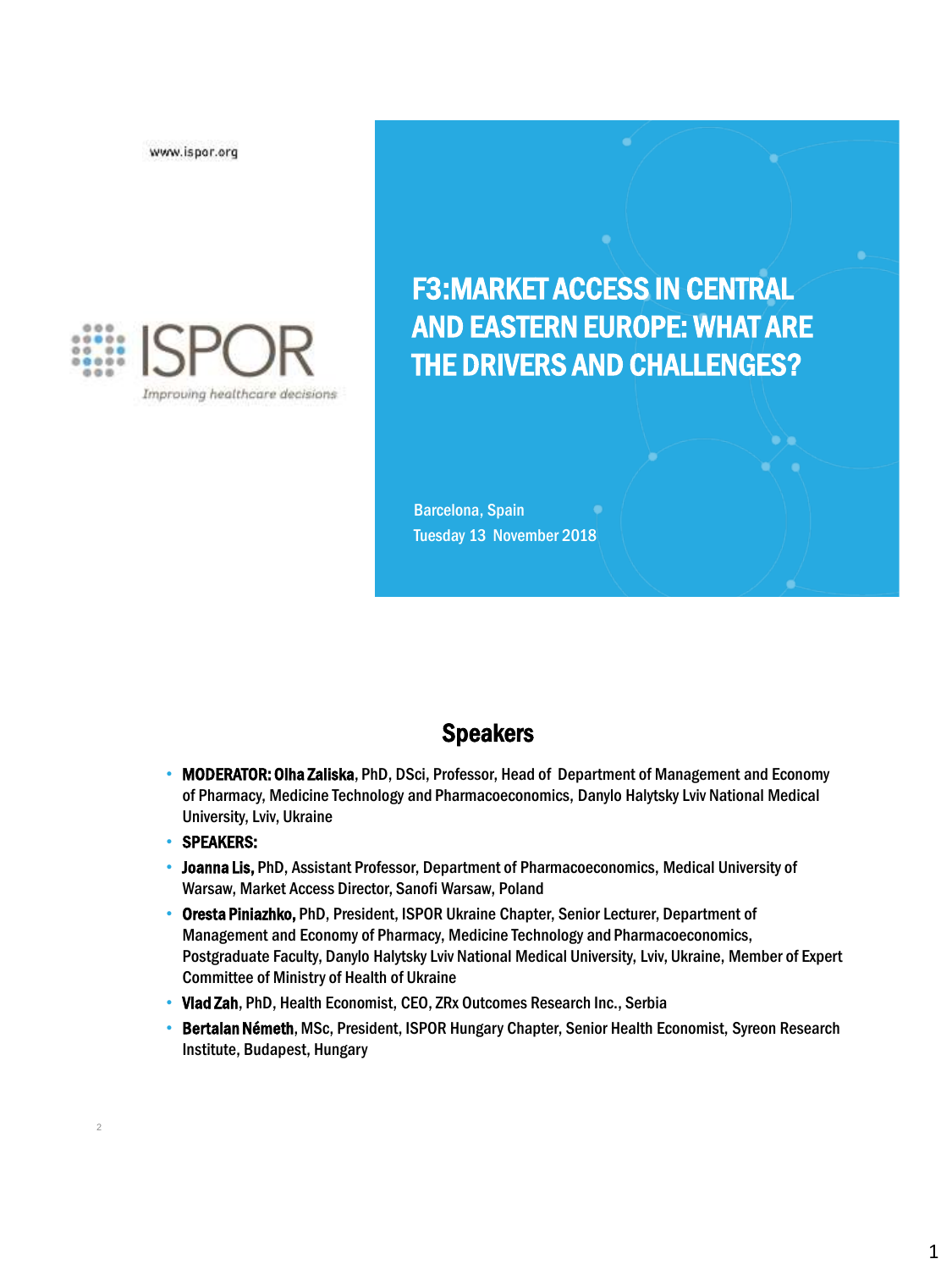www.ispor.org

ISPOR

*Improving healthcare decisions*

# F3:MARKET ACCESS IN CENTRAL AND EASTERN EUROPE: WHAT ARE THE DRIVERS AND CHALLENGES?

Barcelona, Spain
Tuesday 13 November 2018

## Speakers

- **MODERATOR: Olha Zaliska**, PhD, DSci, Professor, Head of Department of Management and Economy of Pharmacy, Medicine Technology and Pharmacoeconomics, Danylo Halytsky Lviv National Medical University, Lviv, Ukraine
- **SPEAKERS:**
- **Joanna Lis,** PhD, Assistant Professor, Department of Pharmacoeconomics, Medical University of Warsaw, Market Access Director, Sanofi Warsaw, Poland
- **Oresta Piniazhko,** PhD, President, ISPOR Ukraine Chapter, Senior Lecturer, Department of Management and Economy of Pharmacy, Medicine Technology and Pharmacoeconomics, Postgraduate Faculty, Danylo Halytsky Lviv National Medical University, Lviv, Ukraine, Member of Expert Committee of Ministry of Health of Ukraine
- **Vlad Zah**, PhD, Health Economist, CEO, ZRx Outcomes Research Inc., Serbia
- **Bertalan Németh**, MSc, President, ISPOR Hungary Chapter, Senior Health Economist, Syreon Research Institute, Budapest, Hungary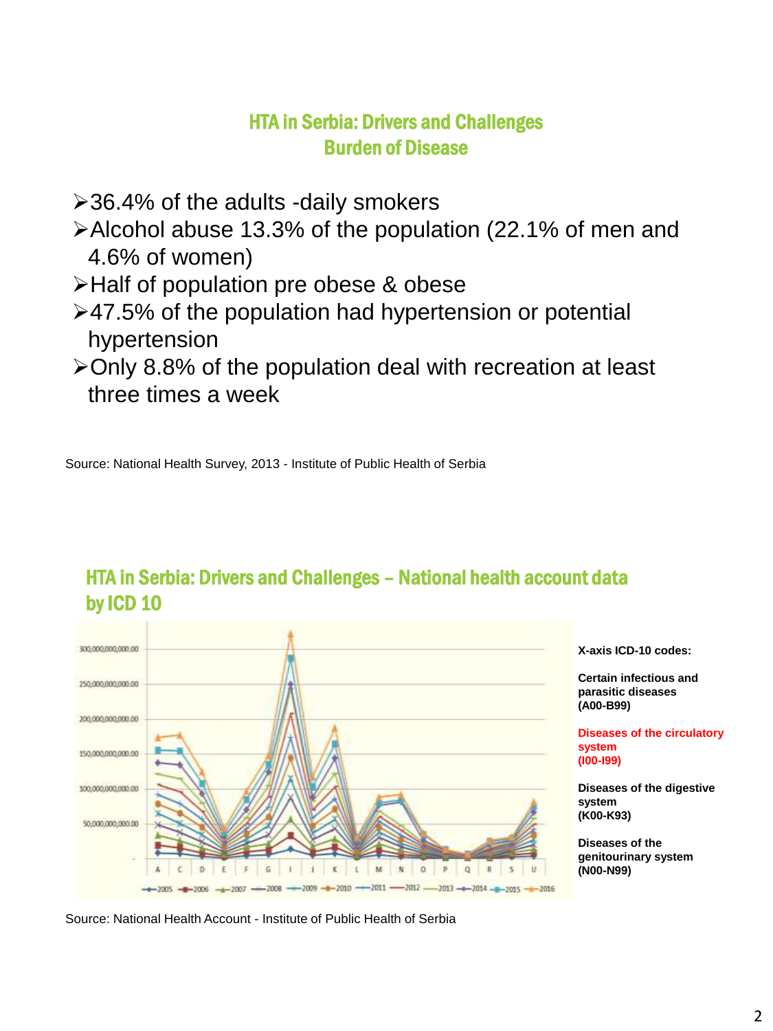## HTA in Serbia: Drivers and Challenges
## Burden of Disease

- 36.4% of the adults -daily smokers
- Alcohol abuse 13.3% of the population (22.1% of men and 4.6% of women)
- Half of population pre obese & obese
- 47.5% of the population had hypertension or potential hypertension
- Only 8.8% of the population deal with recreation at least three times a week

Source: National Health Survey, 2013 - Institute of Public Health of Serbia

## HTA in Serbia: Drivers and Challenges – National health account data by ICD 10

**X-axis ICD-10 codes:**

**Certain infectious and parasitic diseases (A00-B99)**

**Diseases of the circulatory system (I00-I99)**

**Diseases of the digestive system (K00-K93)**

**Diseases of the genitourinary system (N00-N99)**

Source: National Health Account - Institute of Public Health of Serbia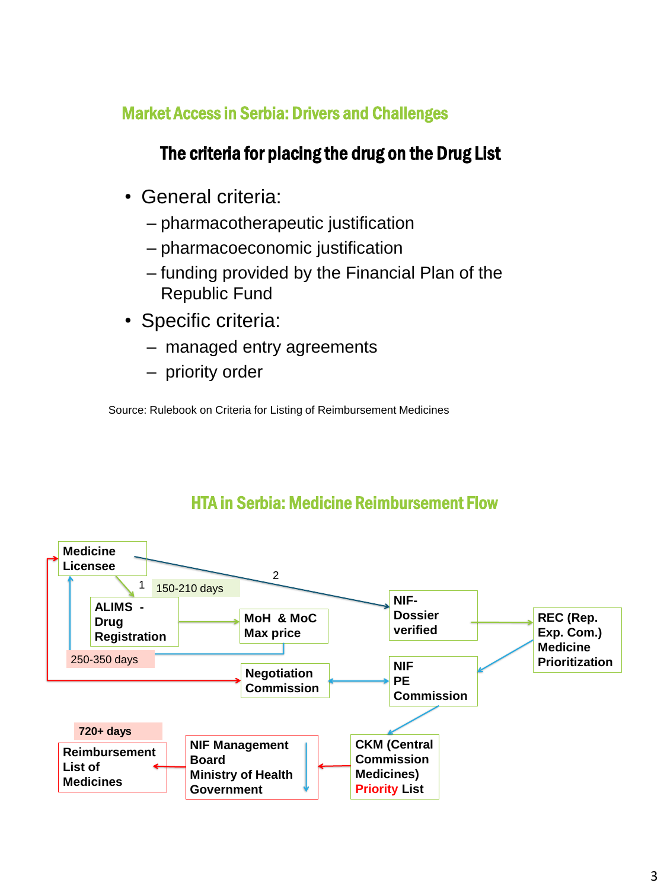## Market Access in Serbia: Drivers and Challenges

### The criteria for placing the drug on the Drug List

- General criteria:
  - pharmacotherapeutic justification
  - pharmacoeconomic justification
  - funding provided by the Financial Plan of the Republic Fund
- Specific criteria:
  - managed entry agreements
  - priority order

Source: Rulebook on Criteria for Listing of Reimbursement Medicines

## HTA in Serbia: Medicine Reimbursement Flow

**Medicine Licensee**

1 — 150-210 days

2

**ALIMS - Drug Registration**

**MoH & MoC Max price**

**NIF-Dossier verified**

**REC (Rep. Exp. Com.) Medicine Prioritization**

250-350 days

**Negotiation Commission**

**NIF PE Commission**

720+ days

**Reimbursement List of Medicines**

**NIF Management Board Ministry of Health Government**

**CKM (Central Commission Medicines) Priority List**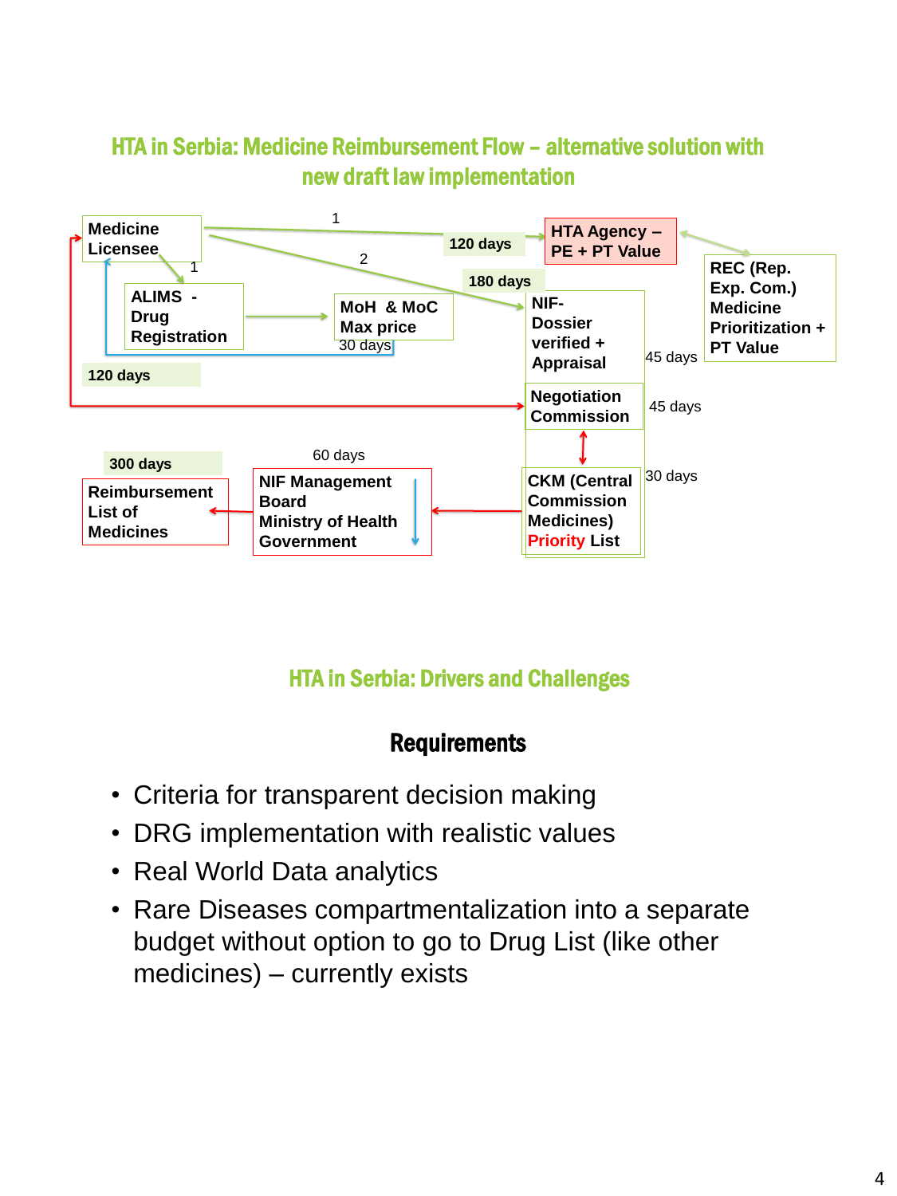## HTA in Serbia: Medicine Reimbursement Flow – alternative solution with new draft law implementation

Medicine Licensee

1

120 days

HTA Agency – PE + PT Value

REC (Rep. Exp. Com.) Medicine Prioritization + PT Value

1

2

180 days

ALIMS - Drug Registration

MoH & MoC Max price

30 days

NIF-Dossier verified + Appraisal

45 days

120 days

Negotiation Commission

45 days

300 days

60 days

Reimbursement List of Medicines

NIF Management Board Ministry of Health Government

CKM (Central Commission Medicines) Priority List

30 days

## HTA in Serbia: Drivers and Challenges

### Requirements

- Criteria for transparent decision making
- DRG implementation with realistic values
- Real World Data analytics
- Rare Diseases compartmentalization into a separate budget without option to go to Drug List (like other medicines) – currently exists